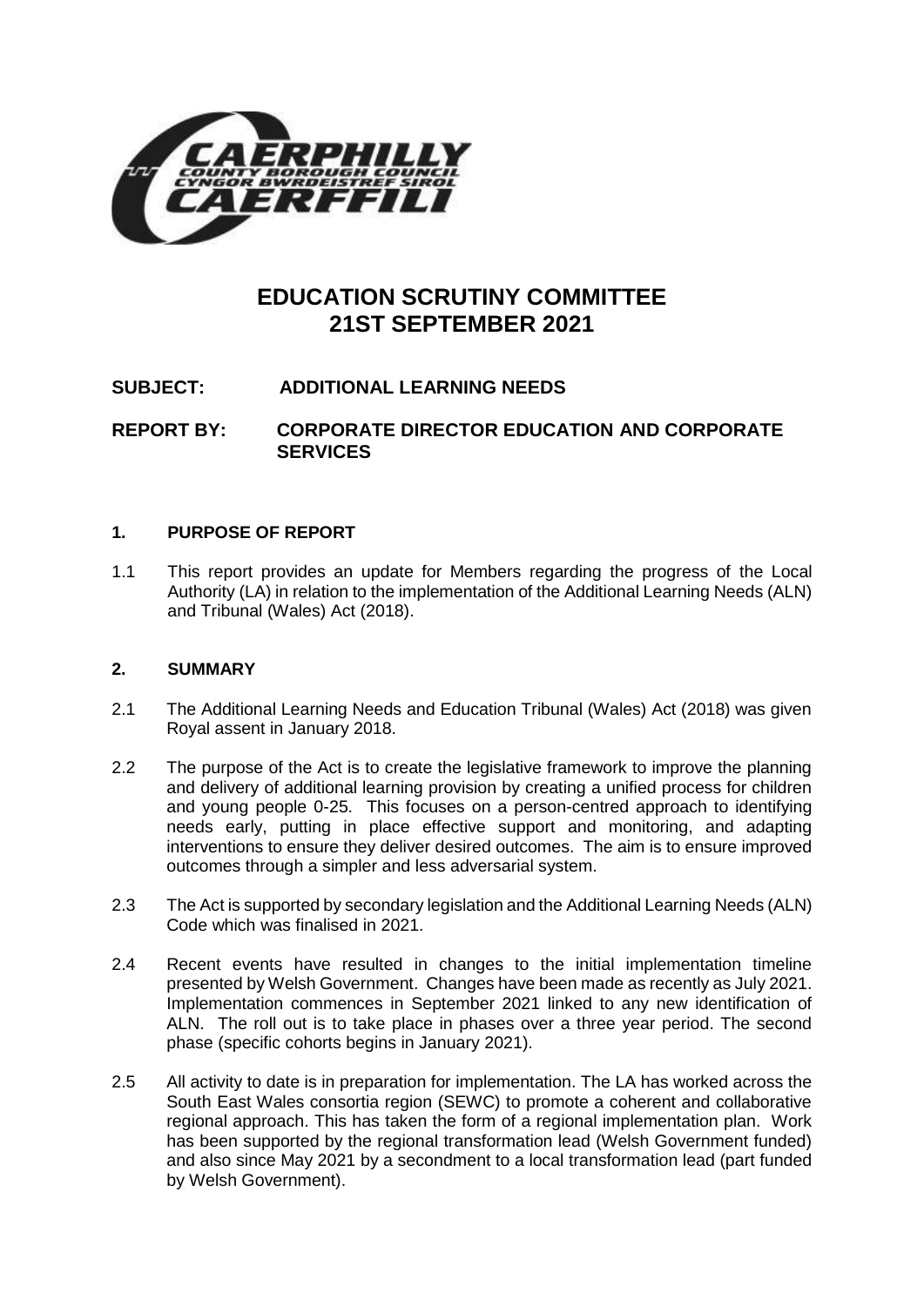# EDUCATION SCRUTINY COMMITTEE
# 21ST SEPTEMBER 2021

**SUBJECT: ADDITIONAL LEARNING NEEDS**

**REPORT BY: CORPORATE DIRECTOR EDUCATION AND CORPORATE SERVICES**

## 1. PURPOSE OF REPORT

1.1 This report provides an update for Members regarding the progress of the Local Authority (LA) in relation to the implementation of the Additional Learning Needs (ALN) and Tribunal (Wales) Act (2018).

## 2. SUMMARY

2.1 The Additional Learning Needs and Education Tribunal (Wales) Act (2018) was given Royal assent in January 2018.

2.2 The purpose of the Act is to create the legislative framework to improve the planning and delivery of additional learning provision by creating a unified process for children and young people 0-25. This focuses on a person-centred approach to identifying needs early, putting in place effective support and monitoring, and adapting interventions to ensure they deliver desired outcomes. The aim is to ensure improved outcomes through a simpler and less adversarial system.

2.3 The Act is supported by secondary legislation and the Additional Learning Needs (ALN) Code which was finalised in 2021.

2.4 Recent events have resulted in changes to the initial implementation timeline presented by Welsh Government. Changes have been made as recently as July 2021. Implementation commences in September 2021 linked to any new identification of ALN. The roll out is to take place in phases over a three year period. The second phase (specific cohorts begins in January 2021).

2.5 All activity to date is in preparation for implementation. The LA has worked across the South East Wales consortia region (SEWC) to promote a coherent and collaborative regional approach. This has taken the form of a regional implementation plan. Work has been supported by the regional transformation lead (Welsh Government funded) and also since May 2021 by a secondment to a local transformation lead (part funded by Welsh Government).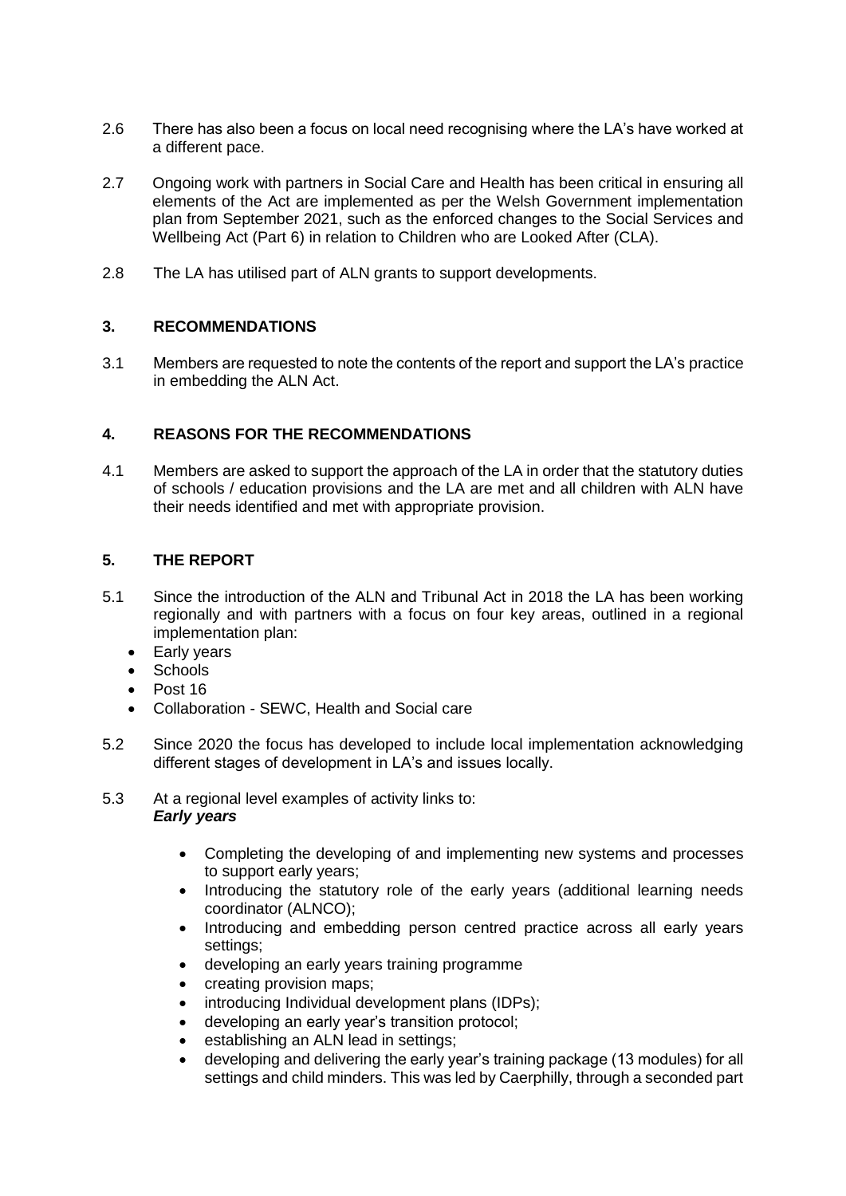2.6 There has also been a focus on local need recognising where the LA's have worked at a different pace.

2.7 Ongoing work with partners in Social Care and Health has been critical in ensuring all elements of the Act are implemented as per the Welsh Government implementation plan from September 2021, such as the enforced changes to the Social Services and Wellbeing Act (Part 6) in relation to Children who are Looked After (CLA).

2.8 The LA has utilised part of ALN grants to support developments.

## 3. RECOMMENDATIONS

3.1 Members are requested to note the contents of the report and support the LA's practice in embedding the ALN Act.

## 4. REASONS FOR THE RECOMMENDATIONS

4.1 Members are asked to support the approach of the LA in order that the statutory duties of schools / education provisions and the LA are met and all children with ALN have their needs identified and met with appropriate provision.

## 5. THE REPORT

5.1 Since the introduction of the ALN and Tribunal Act in 2018 the LA has been working regionally and with partners with a focus on four key areas, outlined in a regional implementation plan:

- Early years
- Schools
- Post 16
- Collaboration - SEWC, Health and Social care

5.2 Since 2020 the focus has developed to include local implementation acknowledging different stages of development in LA's and issues locally.

5.3 At a regional level examples of activity links to:

***Early years***

- Completing the developing of and implementing new systems and processes to support early years;
- Introducing the statutory role of the early years (additional learning needs coordinator (ALNCO);
- Introducing and embedding person centred practice across all early years settings;
- developing an early years training programme
- creating provision maps;
- introducing Individual development plans (IDPs);
- developing an early year's transition protocol;
- establishing an ALN lead in settings;
- developing and delivering the early year's training package (13 modules) for all settings and child minders. This was led by Caerphilly, through a seconded part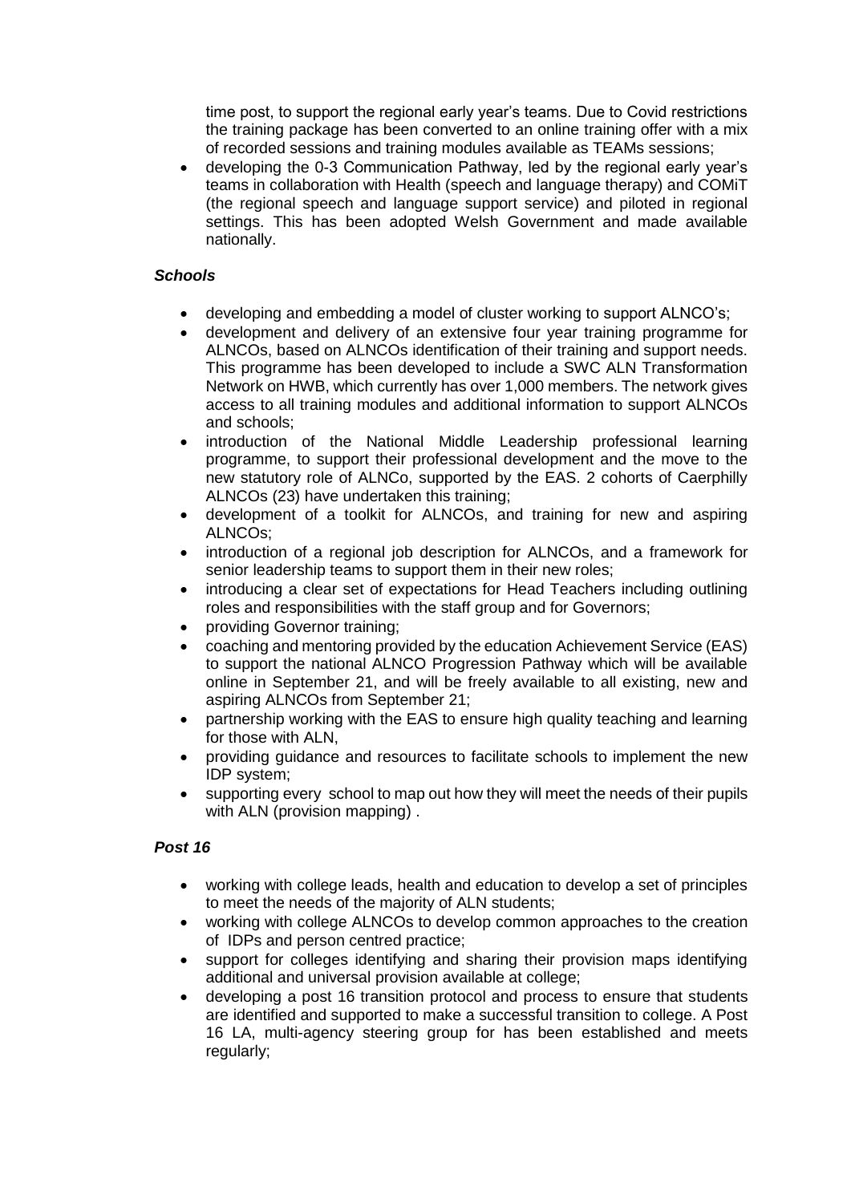time post, to support the regional early year's teams. Due to Covid restrictions the training package has been converted to an online training offer with a mix of recorded sessions and training modules available as TEAMs sessions;

- developing the 0-3 Communication Pathway, led by the regional early year's teams in collaboration with Health (speech and language therapy) and COMiT (the regional speech and language support service) and piloted in regional settings. This has been adopted Welsh Government and made available nationally.

### *Schools*

- developing and embedding a model of cluster working to support ALNCO's;
- development and delivery of an extensive four year training programme for ALNCOs, based on ALNCOs identification of their training and support needs. This programme has been developed to include a SWC ALN Transformation Network on HWB, which currently has over 1,000 members. The network gives access to all training modules and additional information to support ALNCOs and schools;
- introduction of the National Middle Leadership professional learning programme, to support their professional development and the move to the new statutory role of ALNCo, supported by the EAS. 2 cohorts of Caerphilly ALNCOs (23) have undertaken this training;
- development of a toolkit for ALNCOs, and training for new and aspiring ALNCOs;
- introduction of a regional job description for ALNCOs, and a framework for senior leadership teams to support them in their new roles;
- introducing a clear set of expectations for Head Teachers including outlining roles and responsibilities with the staff group and for Governors;
- providing Governor training;
- coaching and mentoring provided by the education Achievement Service (EAS) to support the national ALNCO Progression Pathway which will be available online in September 21, and will be freely available to all existing, new and aspiring ALNCOs from September 21;
- partnership working with the EAS to ensure high quality teaching and learning for those with ALN,
- providing guidance and resources to facilitate schools to implement the new IDP system;
- supporting every school to map out how they will meet the needs of their pupils with ALN (provision mapping) .

### *Post 16*

- working with college leads, health and education to develop a set of principles to meet the needs of the majority of ALN students;
- working with college ALNCOs to develop common approaches to the creation of IDPs and person centred practice;
- support for colleges identifying and sharing their provision maps identifying additional and universal provision available at college;
- developing a post 16 transition protocol and process to ensure that students are identified and supported to make a successful transition to college. A Post 16 LA, multi-agency steering group for has been established and meets regularly;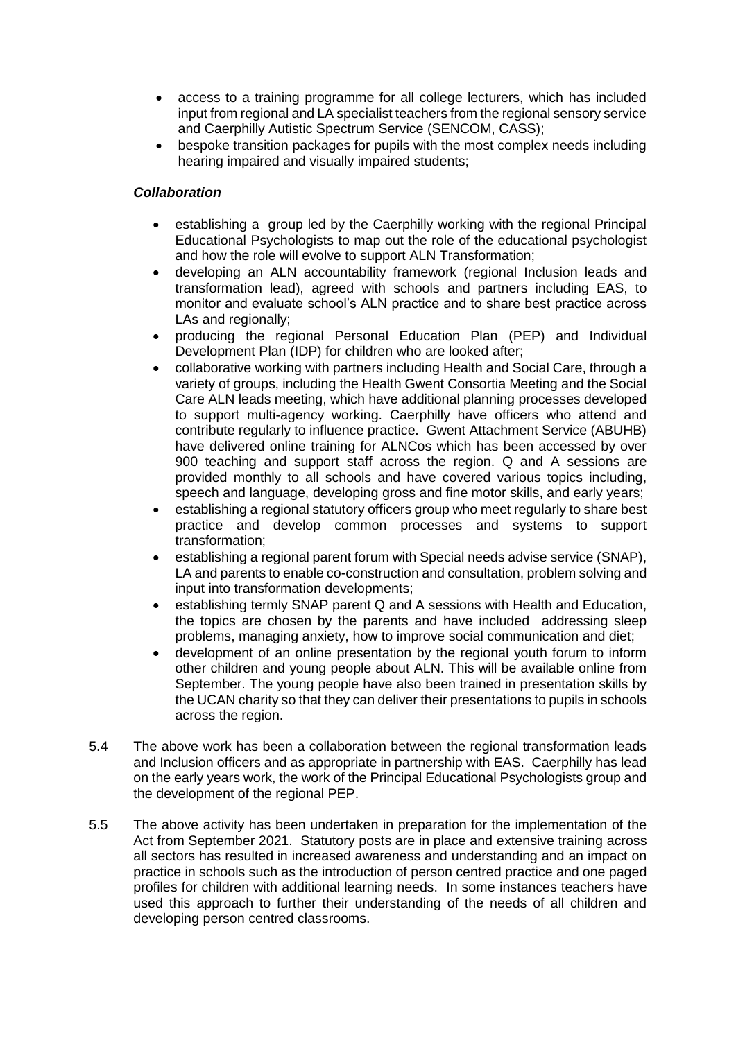- access to a training programme for all college lecturers, which has included input from regional and LA specialist teachers from the regional sensory service and Caerphilly Autistic Spectrum Service (SENCOM, CASS);
- bespoke transition packages for pupils with the most complex needs including hearing impaired and visually impaired students;

***Collaboration***

- establishing a group led by the Caerphilly working with the regional Principal Educational Psychologists to map out the role of the educational psychologist and how the role will evolve to support ALN Transformation;
- developing an ALN accountability framework (regional Inclusion leads and transformation lead), agreed with schools and partners including EAS, to monitor and evaluate school's ALN practice and to share best practice across LAs and regionally;
- producing the regional Personal Education Plan (PEP) and Individual Development Plan (IDP) for children who are looked after;
- collaborative working with partners including Health and Social Care, through a variety of groups, including the Health Gwent Consortia Meeting and the Social Care ALN leads meeting, which have additional planning processes developed to support multi-agency working. Caerphilly have officers who attend and contribute regularly to influence practice. Gwent Attachment Service (ABUHB) have delivered online training for ALNCos which has been accessed by over 900 teaching and support staff across the region. Q and A sessions are provided monthly to all schools and have covered various topics including, speech and language, developing gross and fine motor skills, and early years;
- establishing a regional statutory officers group who meet regularly to share best practice and develop common processes and systems to support transformation;
- establishing a regional parent forum with Special needs advise service (SNAP), LA and parents to enable co-construction and consultation, problem solving and input into transformation developments;
- establishing termly SNAP parent Q and A sessions with Health and Education, the topics are chosen by the parents and have included addressing sleep problems, managing anxiety, how to improve social communication and diet;
- development of an online presentation by the regional youth forum to inform other children and young people about ALN. This will be available online from September. The young people have also been trained in presentation skills by the UCAN charity so that they can deliver their presentations to pupils in schools across the region.

5.4 The above work has been a collaboration between the regional transformation leads and Inclusion officers and as appropriate in partnership with EAS. Caerphilly has lead on the early years work, the work of the Principal Educational Psychologists group and the development of the regional PEP.

5.5 The above activity has been undertaken in preparation for the implementation of the Act from September 2021. Statutory posts are in place and extensive training across all sectors has resulted in increased awareness and understanding and an impact on practice in schools such as the introduction of person centred practice and one paged profiles for children with additional learning needs. In some instances teachers have used this approach to further their understanding of the needs of all children and developing person centred classrooms.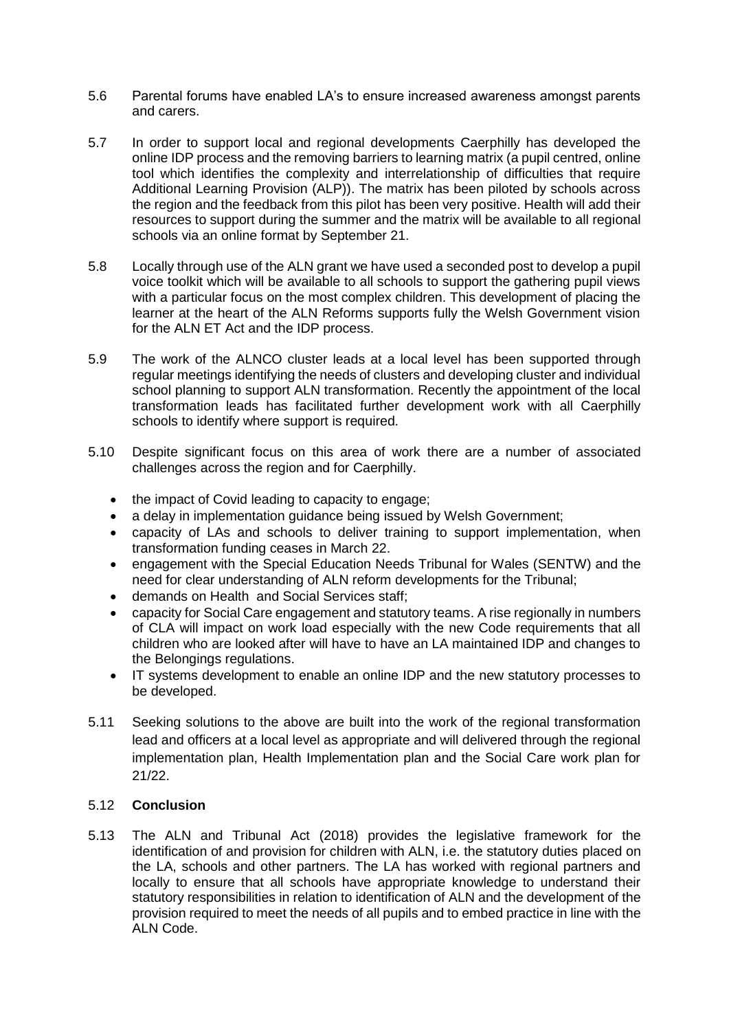5.6 Parental forums have enabled LA's to ensure increased awareness amongst parents and carers.

5.7 In order to support local and regional developments Caerphilly has developed the online IDP process and the removing barriers to learning matrix (a pupil centred, online tool which identifies the complexity and interrelationship of difficulties that require Additional Learning Provision (ALP)). The matrix has been piloted by schools across the region and the feedback from this pilot has been very positive. Health will add their resources to support during the summer and the matrix will be available to all regional schools via an online format by September 21.

5.8 Locally through use of the ALN grant we have used a seconded post to develop a pupil voice toolkit which will be available to all schools to support the gathering pupil views with a particular focus on the most complex children. This development of placing the learner at the heart of the ALN Reforms supports fully the Welsh Government vision for the ALN ET Act and the IDP process.

5.9 The work of the ALNCO cluster leads at a local level has been supported through regular meetings identifying the needs of clusters and developing cluster and individual school planning to support ALN transformation. Recently the appointment of the local transformation leads has facilitated further development work with all Caerphilly schools to identify where support is required.

5.10 Despite significant focus on this area of work there are a number of associated challenges across the region and for Caerphilly.

- the impact of Covid leading to capacity to engage;
- a delay in implementation guidance being issued by Welsh Government;
- capacity of LAs and schools to deliver training to support implementation, when transformation funding ceases in March 22.
- engagement with the Special Education Needs Tribunal for Wales (SENTW) and the need for clear understanding of ALN reform developments for the Tribunal;
- demands on Health and Social Services staff;
- capacity for Social Care engagement and statutory teams. A rise regionally in numbers of CLA will impact on work load especially with the new Code requirements that all children who are looked after will have to have an LA maintained IDP and changes to the Belongings regulations.
- IT systems development to enable an online IDP and the new statutory processes to be developed.

5.11 Seeking solutions to the above are built into the work of the regional transformation lead and officers at a local level as appropriate and will delivered through the regional implementation plan, Health Implementation plan and the Social Care work plan for 21/22.

5.12 **Conclusion**

5.13 The ALN and Tribunal Act (2018) provides the legislative framework for the identification of and provision for children with ALN, i.e. the statutory duties placed on the LA, schools and other partners. The LA has worked with regional partners and locally to ensure that all schools have appropriate knowledge to understand their statutory responsibilities in relation to identification of ALN and the development of the provision required to meet the needs of all pupils and to embed practice in line with the ALN Code.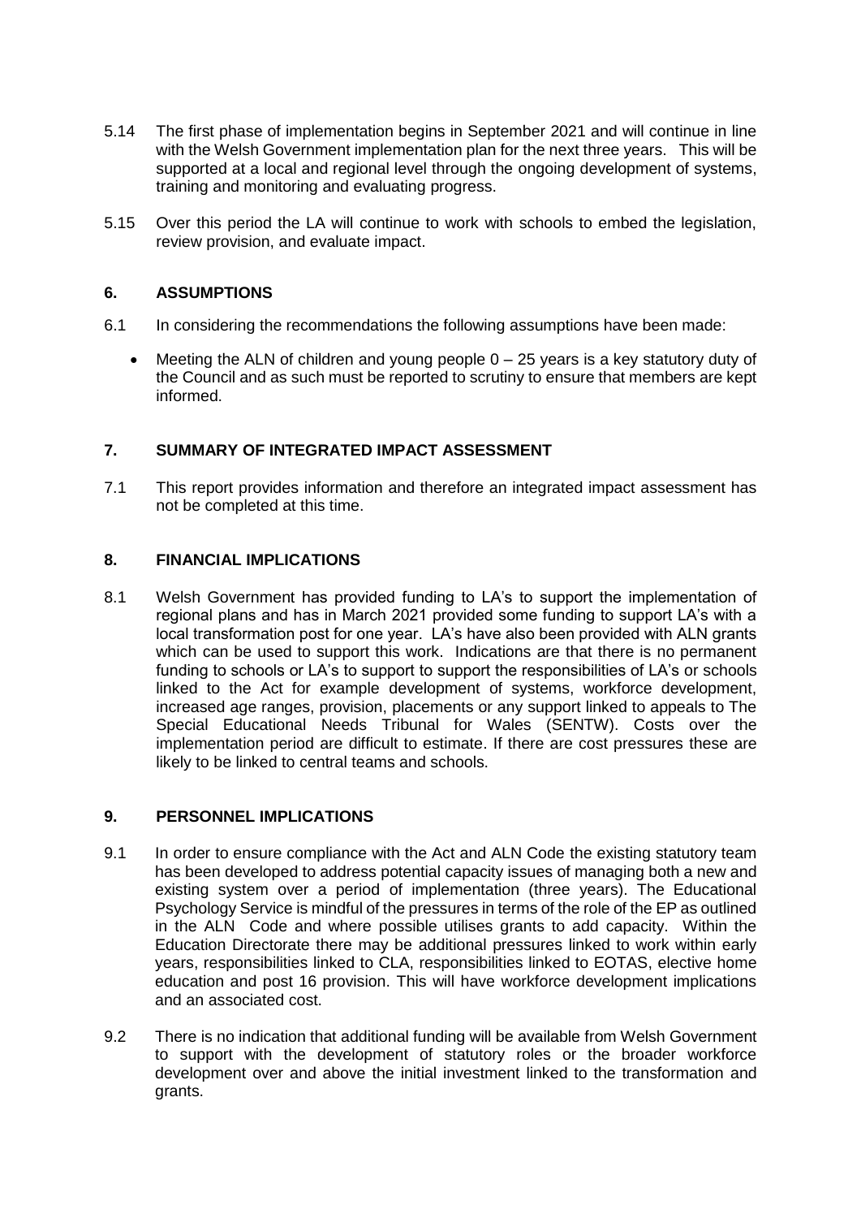5.14 The first phase of implementation begins in September 2021 and will continue in line with the Welsh Government implementation plan for the next three years. This will be supported at a local and regional level through the ongoing development of systems, training and monitoring and evaluating progress.

5.15 Over this period the LA will continue to work with schools to embed the legislation, review provision, and evaluate impact.

## 6. ASSUMPTIONS

6.1 In considering the recommendations the following assumptions have been made:

- Meeting the ALN of children and young people 0 – 25 years is a key statutory duty of the Council and as such must be reported to scrutiny to ensure that members are kept informed.

## 7. SUMMARY OF INTEGRATED IMPACT ASSESSMENT

7.1 This report provides information and therefore an integrated impact assessment has not be completed at this time.

## 8. FINANCIAL IMPLICATIONS

8.1 Welsh Government has provided funding to LA's to support the implementation of regional plans and has in March 2021 provided some funding to support LA's with a local transformation post for one year. LA's have also been provided with ALN grants which can be used to support this work. Indications are that there is no permanent funding to schools or LA's to support to support the responsibilities of LA's or schools linked to the Act for example development of systems, workforce development, increased age ranges, provision, placements or any support linked to appeals to The Special Educational Needs Tribunal for Wales (SENTW). Costs over the implementation period are difficult to estimate. If there are cost pressures these are likely to be linked to central teams and schools.

## 9. PERSONNEL IMPLICATIONS

9.1 In order to ensure compliance with the Act and ALN Code the existing statutory team has been developed to address potential capacity issues of managing both a new and existing system over a period of implementation (three years). The Educational Psychology Service is mindful of the pressures in terms of the role of the EP as outlined in the ALN Code and where possible utilises grants to add capacity. Within the Education Directorate there may be additional pressures linked to work within early years, responsibilities linked to CLA, responsibilities linked to EOTAS, elective home education and post 16 provision. This will have workforce development implications and an associated cost.

9.2 There is no indication that additional funding will be available from Welsh Government to support with the development of statutory roles or the broader workforce development over and above the initial investment linked to the transformation and grants.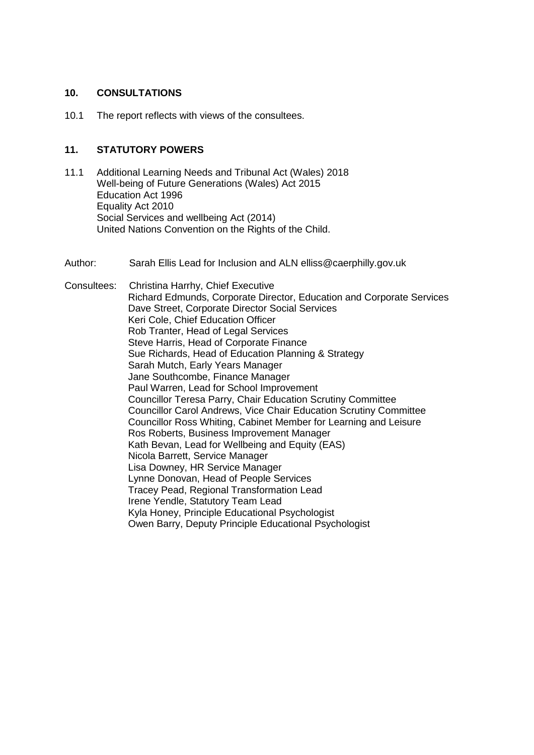## 10. CONSULTATIONS

10.1 The report reflects with views of the consultees.

## 11. STATUTORY POWERS

11.1 Additional Learning Needs and Tribunal Act (Wales) 2018
Well-being of Future Generations (Wales) Act 2015
Education Act 1996
Equality Act 2010
Social Services and wellbeing Act (2014)
United Nations Convention on the Rights of the Child.

Author: Sarah Ellis Lead for Inclusion and ALN elliss@caerphilly.gov.uk

Consultees: Christina Harrhy, Chief Executive
Richard Edmunds, Corporate Director, Education and Corporate Services
Dave Street, Corporate Director Social Services
Keri Cole, Chief Education Officer
Rob Tranter, Head of Legal Services
Steve Harris, Head of Corporate Finance
Sue Richards, Head of Education Planning & Strategy
Sarah Mutch, Early Years Manager
Jane Southcombe, Finance Manager
Paul Warren, Lead for School Improvement
Councillor Teresa Parry, Chair Education Scrutiny Committee
Councillor Carol Andrews, Vice Chair Education Scrutiny Committee
Councillor Ross Whiting, Cabinet Member for Learning and Leisure
Ros Roberts, Business Improvement Manager
Kath Bevan, Lead for Wellbeing and Equity (EAS)
Nicola Barrett, Service Manager
Lisa Downey, HR Service Manager
Lynne Donovan, Head of People Services
Tracey Pead, Regional Transformation Lead
Irene Yendle, Statutory Team Lead
Kyla Honey, Principle Educational Psychologist
Owen Barry, Deputy Principle Educational Psychologist